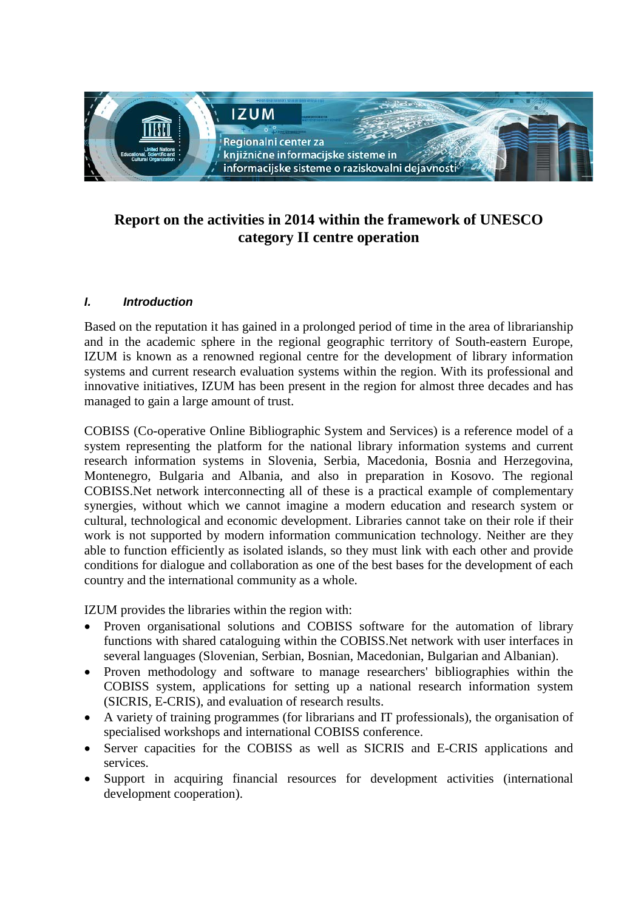# Report on the activities in 2014 within the framework of UNESCO category II centre operation

## I. *Introduction*

Based on the reputation it has gained in a prolonged period of time in the area of librarianship and in the academic sphere in the regional geographic territory of South-eastern Europe, IZUM is known as a renowned regional centre for the development of library information systems and current research evaluation systems within the region. With its professional and innovative initiatives, IZUM has been present in the region for almost three decades and has managed to gain a large amount of trust.

COBISS (Co-operative Online Bibliographic System and Services) is a reference model of a system representing the platform for the national library information systems and current research information systems in Slovenia, Serbia, Macedonia, Bosnia and Herzegovina, Montenegro, Bulgaria and Albania, and also in preparation in Kosovo. The regional COBISS.Net network interconnecting all of these is a practical example of complementary synergies, without which we cannot imagine a modern education and research system or cultural, technological and economic development. Libraries cannot take on their role if their work is not supported by modern information communication technology. Neither are they able to function efficiently as isolated islands, so they must link with each other and provide conditions for dialogue and collaboration as one of the best bases for the development of each country and the international community as a whole.

IZUM provides the libraries within the region with:

- Proven organisational solutions and COBISS software for the automation of library functions with shared cataloguing within the COBISS.Net network with user interfaces in several languages (Slovenian, Serbian, Bosnian, Macedonian, Bulgarian and Albanian).
- Proven methodology and software to manage researchers' bibliographies within the COBISS system, applications for setting up a national research information system (SICRIS, E-CRIS), and evaluation of research results.
- A variety of training programmes (for librarians and IT professionals), the organisation of specialised workshops and international COBISS conference.
- Server capacities for the COBISS as well as SICRIS and E-CRIS applications and services.
- Support in acquiring financial resources for development activities (international development cooperation).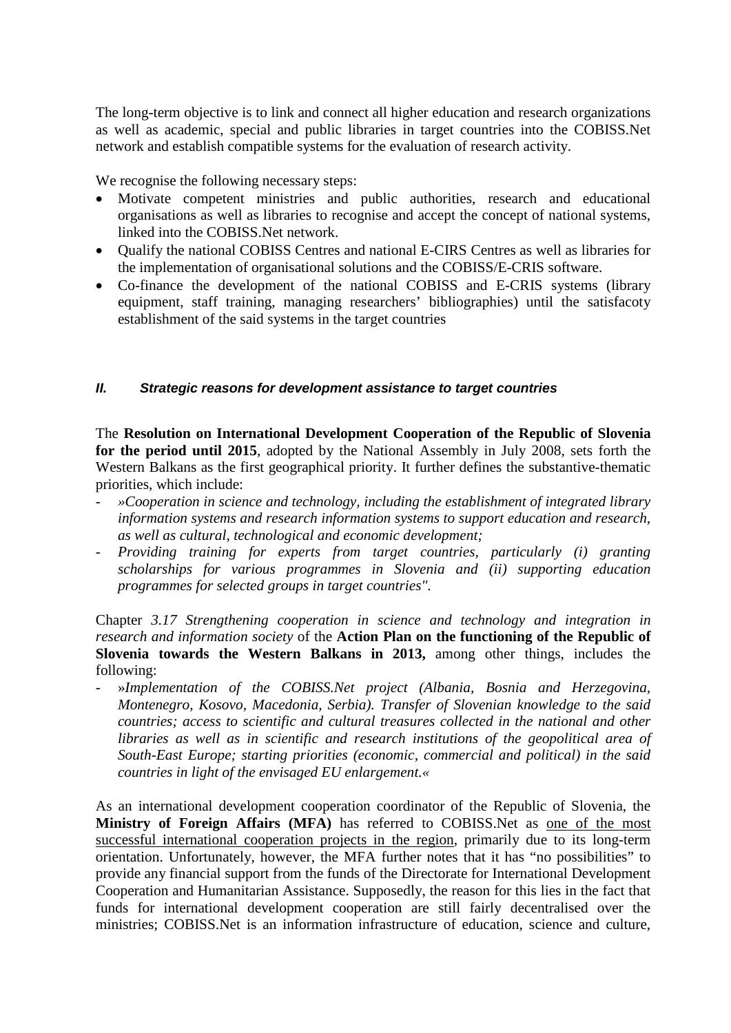The long-term objective is to link and connect all higher education and research organizations as well as academic, special and public libraries in target countries into the COBISS.Net network and establish compatible systems for the evaluation of research activity.

We recognise the following necessary steps:

- Motivate competent ministries and public authorities, research and educational organisations as well as libraries to recognise and accept the concept of national systems, linked into the COBISS.Net network.
- Qualify the national COBISS Centres and national E-CIRS Centres as well as libraries for the implementation of organisational solutions and the COBISS/E-CRIS software.
- Co-finance the development of the national COBISS and E-CRIS systems (library equipment, staff training, managing researchers' bibliographies) until the satisfacoty establishment of the said systems in the target countries

## *II. Strategic reasons for development assistance to target countries*

The **Resolution on International Development Cooperation of the Republic of Slovenia for the period until 2015**, adopted by the National Assembly in July 2008, sets forth the Western Balkans as the first geographical priority. It further defines the substantive-thematic priorities, which include:

- *»Cooperation in science and technology, including the establishment of integrated library information systems and research information systems to support education and research, as well as cultural, technological and economic development;*
- *Providing training for experts from target countries, particularly (i) granting scholarships for various programmes in Slovenia and (ii) supporting education programmes for selected groups in target countries".*

Chapter *3.17 Strengthening cooperation in science and technology and integration in research and information society* of the **Action Plan on the functioning of the Republic of Slovenia towards the Western Balkans in 2013,** among other things, includes the following:

- »*Implementation of the COBISS.Net project (Albania, Bosnia and Herzegovina, Montenegro, Kosovo, Macedonia, Serbia). Transfer of Slovenian knowledge to the said countries; access to scientific and cultural treasures collected in the national and other libraries as well as in scientific and research institutions of the geopolitical area of South-East Europe; starting priorities (economic, commercial and political) in the said countries in light of the envisaged EU enlargement.«*

As an international development cooperation coordinator of the Republic of Slovenia, the **Ministry of Foreign Affairs (MFA)** has referred to COBISS.Net as one of the most successful international cooperation projects in the region, primarily due to its long-term orientation. Unfortunately, however, the MFA further notes that it has "no possibilities" to provide any financial support from the funds of the Directorate for International Development Cooperation and Humanitarian Assistance. Supposedly, the reason for this lies in the fact that funds for international development cooperation are still fairly decentralised over the ministries; COBISS.Net is an information infrastructure of education, science and culture,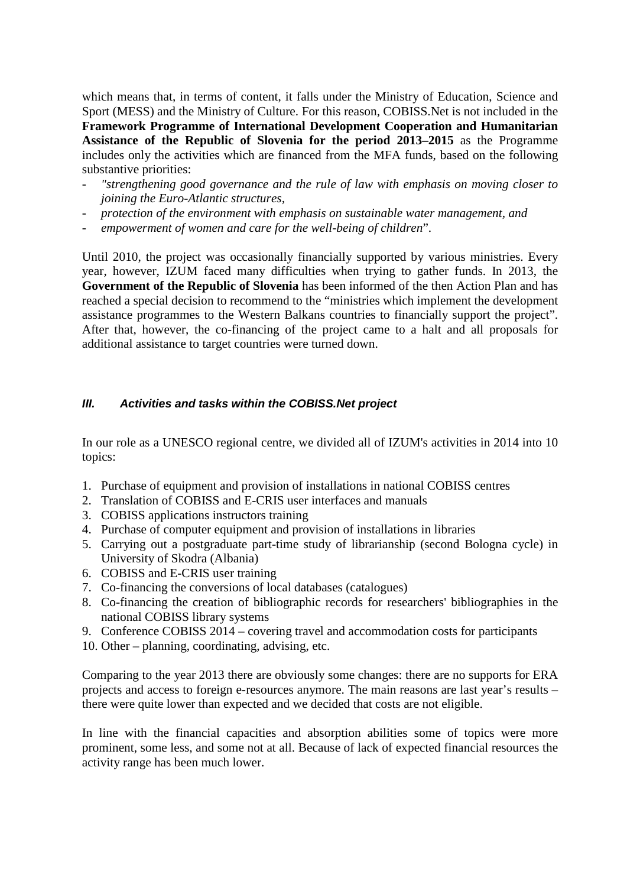which means that, in terms of content, it falls under the Ministry of Education, Science and Sport (MESS) and the Ministry of Culture. For this reason, COBISS.Net is not included in the **Framework Programme of International Development Cooperation and Humanitarian Assistance of the Republic of Slovenia for the period 2013–2015** as the Programme includes only the activities which are financed from the MFA funds, based on the following substantive priorities:

- *"strengthening good governance and the rule of law with emphasis on moving closer to joining the Euro-Atlantic structures,*
- *protection of the environment with emphasis on sustainable water management, and*
- *empowerment of women and care for the well-being of children*".

Until 2010, the project was occasionally financially supported by various ministries. Every year, however, IZUM faced many difficulties when trying to gather funds. In 2013, the **Government of the Republic of Slovenia** has been informed of the then Action Plan and has reached a special decision to recommend to the "ministries which implement the development assistance programmes to the Western Balkans countries to financially support the project". After that, however, the co-financing of the project came to a halt and all proposals for additional assistance to target countries were turned down.

### *III. Activities and tasks within the COBISS.Net project*

In our role as a UNESCO regional centre, we divided all of IZUM's activities in 2014 into 10 topics:

1. Purchase of equipment and provision of installations in national COBISS centres
2. Translation of COBISS and E-CRIS user interfaces and manuals
3. COBISS applications instructors training
4. Purchase of computer equipment and provision of installations in libraries
5. Carrying out a postgraduate part-time study of librarianship (second Bologna cycle) in University of Skodra (Albania)
6. COBISS and E-CRIS user training
7. Co-financing the conversions of local databases (catalogues)
8. Co-financing the creation of bibliographic records for researchers' bibliographies in the national COBISS library systems
9. Conference COBISS 2014 – covering travel and accommodation costs for participants
10. Other – planning, coordinating, advising, etc.

Comparing to the year 2013 there are obviously some changes: there are no supports for ERA projects and access to foreign e-resources anymore. The main reasons are last year's results – there were quite lower than expected and we decided that costs are not eligible.

In line with the financial capacities and absorption abilities some of topics were more prominent, some less, and some not at all. Because of lack of expected financial resources the activity range has been much lower.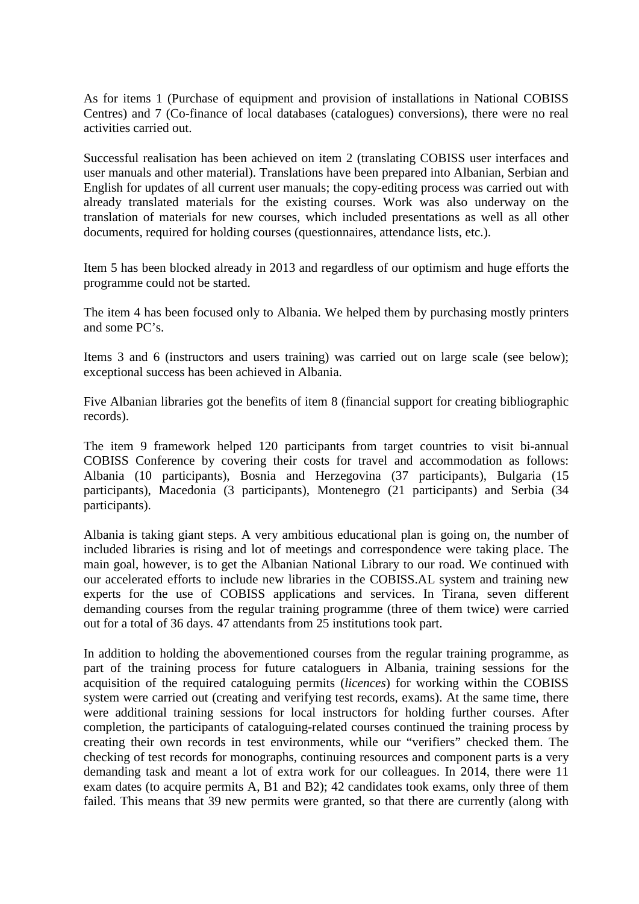As for items 1 (Purchase of equipment and provision of installations in National COBISS Centres) and 7 (Co-finance of local databases (catalogues) conversions), there were no real activities carried out.

Successful realisation has been achieved on item 2 (translating COBISS user interfaces and user manuals and other material). Translations have been prepared into Albanian, Serbian and English for updates of all current user manuals; the copy-editing process was carried out with already translated materials for the existing courses. Work was also underway on the translation of materials for new courses, which included presentations as well as all other documents, required for holding courses (questionnaires, attendance lists, etc.).

Item 5 has been blocked already in 2013 and regardless of our optimism and huge efforts the programme could not be started.

The item 4 has been focused only to Albania. We helped them by purchasing mostly printers and some PC's.

Items 3 and 6 (instructors and users training) was carried out on large scale (see below); exceptional success has been achieved in Albania.

Five Albanian libraries got the benefits of item 8 (financial support for creating bibliographic records).

The item 9 framework helped 120 participants from target countries to visit bi-annual COBISS Conference by covering their costs for travel and accommodation as follows: Albania (10 participants), Bosnia and Herzegovina (37 participants), Bulgaria (15 participants), Macedonia (3 participants), Montenegro (21 participants) and Serbia (34 participants).

Albania is taking giant steps. A very ambitious educational plan is going on, the number of included libraries is rising and lot of meetings and correspondence were taking place. The main goal, however, is to get the Albanian National Library to our road. We continued with our accelerated efforts to include new libraries in the COBISS.AL system and training new experts for the use of COBISS applications and services. In Tirana, seven different demanding courses from the regular training programme (three of them twice) were carried out for a total of 36 days. 47 attendants from 25 institutions took part.

In addition to holding the abovementioned courses from the regular training programme, as part of the training process for future cataloguers in Albania, training sessions for the acquisition of the required cataloguing permits (*licences*) for working within the COBISS system were carried out (creating and verifying test records, exams). At the same time, there were additional training sessions for local instructors for holding further courses. After completion, the participants of cataloguing-related courses continued the training process by creating their own records in test environments, while our "verifiers" checked them. The checking of test records for monographs, continuing resources and component parts is a very demanding task and meant a lot of extra work for our colleagues. In 2014, there were 11 exam dates (to acquire permits A, B1 and B2); 42 candidates took exams, only three of them failed. This means that 39 new permits were granted, so that there are currently (along with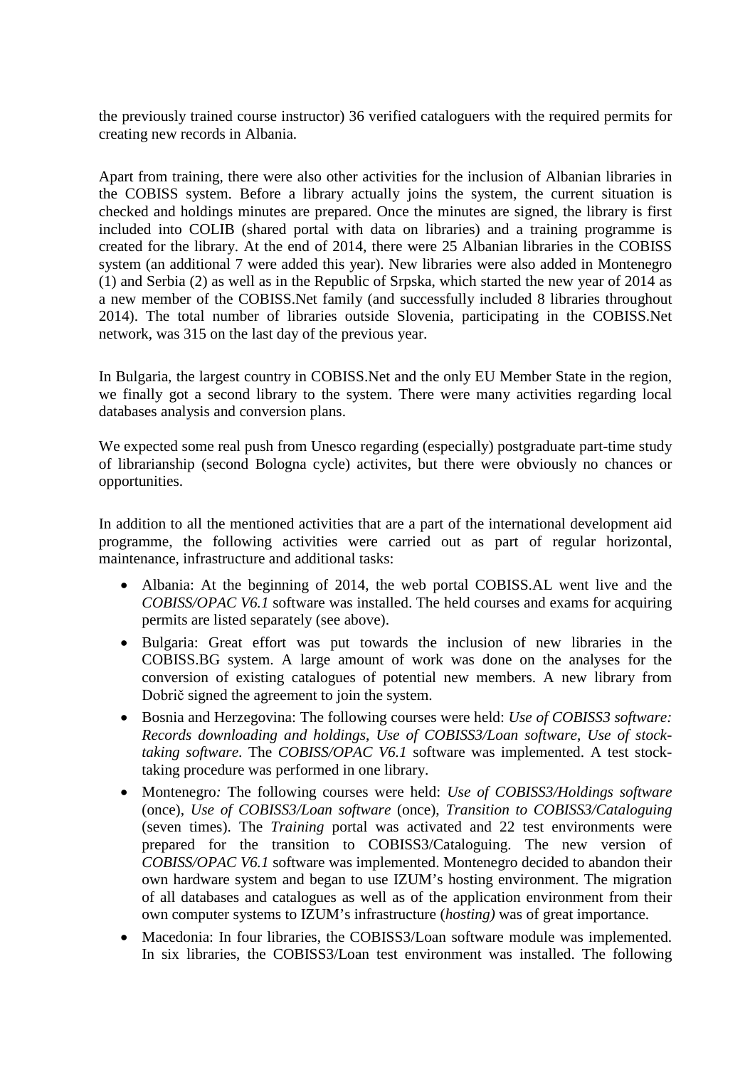the previously trained course instructor) 36 verified cataloguers with the required permits for creating new records in Albania.

Apart from training, there were also other activities for the inclusion of Albanian libraries in the COBISS system. Before a library actually joins the system, the current situation is checked and holdings minutes are prepared. Once the minutes are signed, the library is first included into COLIB (shared portal with data on libraries) and a training programme is created for the library. At the end of 2014, there were 25 Albanian libraries in the COBISS system (an additional 7 were added this year). New libraries were also added in Montenegro (1) and Serbia (2) as well as in the Republic of Srpska, which started the new year of 2014 as a new member of the COBISS.Net family (and successfully included 8 libraries throughout 2014). The total number of libraries outside Slovenia, participating in the COBISS.Net network, was 315 on the last day of the previous year.

In Bulgaria, the largest country in COBISS.Net and the only EU Member State in the region, we finally got a second library to the system. There were many activities regarding local databases analysis and conversion plans.

We expected some real push from Unesco regarding (especially) postgraduate part-time study of librarianship (second Bologna cycle) activites, but there were obviously no chances or opportunities.

In addition to all the mentioned activities that are a part of the international development aid programme, the following activities were carried out as part of regular horizontal, maintenance, infrastructure and additional tasks:

- Albania: At the beginning of 2014, the web portal COBISS.AL went live and the *COBISS/OPAC V6.1* software was installed. The held courses and exams for acquiring permits are listed separately (see above).
- Bulgaria: Great effort was put towards the inclusion of new libraries in the COBISS.BG system. A large amount of work was done on the analyses for the conversion of existing catalogues of potential new members. A new library from Dobrič signed the agreement to join the system.
- Bosnia and Herzegovina: The following courses were held: *Use of COBISS3 software: Records downloading and holdings*, *Use of COBISS3/Loan software*, *Use of stock-taking software*. The *COBISS/OPAC V6.1* software was implemented. A test stock-taking procedure was performed in one library.
- Montenegro*:* The following courses were held: *Use of COBISS3/Holdings software* (once), *Use of COBISS3/Loan software* (once), *Transition to COBISS3/Cataloguing* (seven times). The *Training* portal was activated and 22 test environments were prepared for the transition to COBISS3/Cataloguing. The new version of *COBISS/OPAC V6.1* software was implemented. Montenegro decided to abandon their own hardware system and began to use IZUM's hosting environment. The migration of all databases and catalogues as well as of the application environment from their own computer systems to IZUM's infrastructure (*hosting)* was of great importance.
- Macedonia: In four libraries, the COBISS3/Loan software module was implemented. In six libraries, the COBISS3/Loan test environment was installed. The following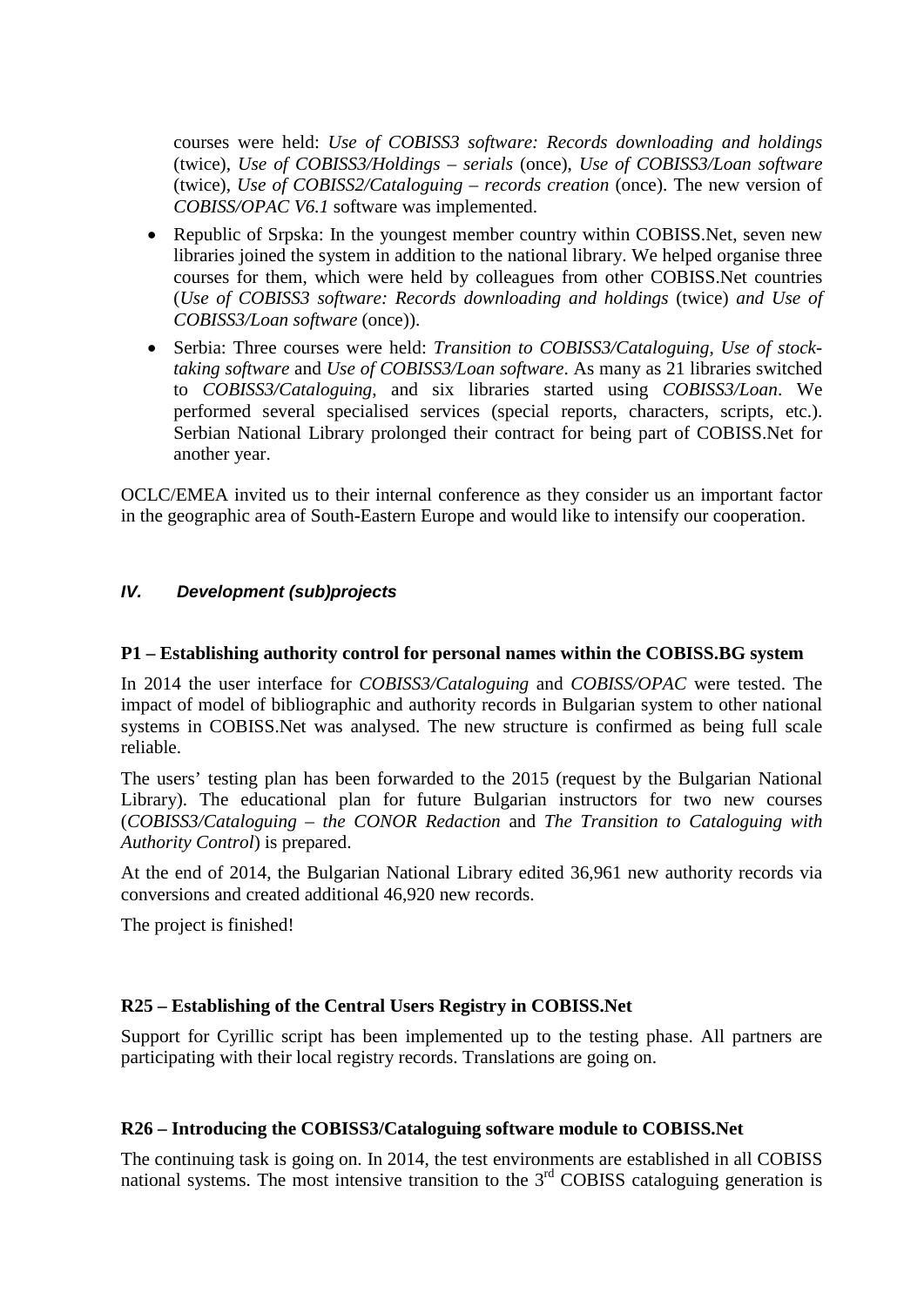courses were held: *Use of COBISS3 software: Records downloading and holdings* (twice), *Use of COBISS3/Holdings – serials* (once), *Use of COBISS3/Loan software* (twice), *Use of COBISS2/Cataloguing – records creation* (once). The new version of *COBISS/OPAC V6.1* software was implemented.

- Republic of Srpska: In the youngest member country within COBISS.Net, seven new libraries joined the system in addition to the national library. We helped organise three courses for them, which were held by colleagues from other COBISS.Net countries (*Use of COBISS3 software: Records downloading and holdings* (twice) *and Use of COBISS3/Loan software* (once)).
- Serbia: Three courses were held: *Transition to COBISS3/Cataloguing*, *Use of stock-taking software* and *Use of COBISS3/Loan software*. As many as 21 libraries switched to *COBISS3/Cataloguing*, and six libraries started using *COBISS3/Loan*. We performed several specialised services (special reports, characters, scripts, etc.). Serbian National Library prolonged their contract for being part of COBISS.Net for another year.

OCLC/EMEA invited us to their internal conference as they consider us an important factor in the geographic area of South-Eastern Europe and would like to intensify our cooperation.

## *IV. Development (sub)projects*

### P1 – Establishing authority control for personal names within the COBISS.BG system

In 2014 the user interface for *COBISS3/Cataloguing* and *COBISS/OPAC* were tested. The impact of model of bibliographic and authority records in Bulgarian system to other national systems in COBISS.Net was analysed. The new structure is confirmed as being full scale reliable.

The users' testing plan has been forwarded to the 2015 (request by the Bulgarian National Library). The educational plan for future Bulgarian instructors for two new courses (*COBISS3/Cataloguing – the CONOR Redaction* and *The Transition to Cataloguing with Authority Control*) is prepared.

At the end of 2014, the Bulgarian National Library edited 36,961 new authority records via conversions and created additional 46,920 new records.

The project is finished!

### R25 – Establishing of the Central Users Registry in COBISS.Net

Support for Cyrillic script has been implemented up to the testing phase. All partners are participating with their local registry records. Translations are going on.

### R26 – Introducing the COBISS3/Cataloguing software module to COBISS.Net

The continuing task is going on. In 2014, the test environments are established in all COBISS national systems. The most intensive transition to the 3rd COBISS cataloguing generation is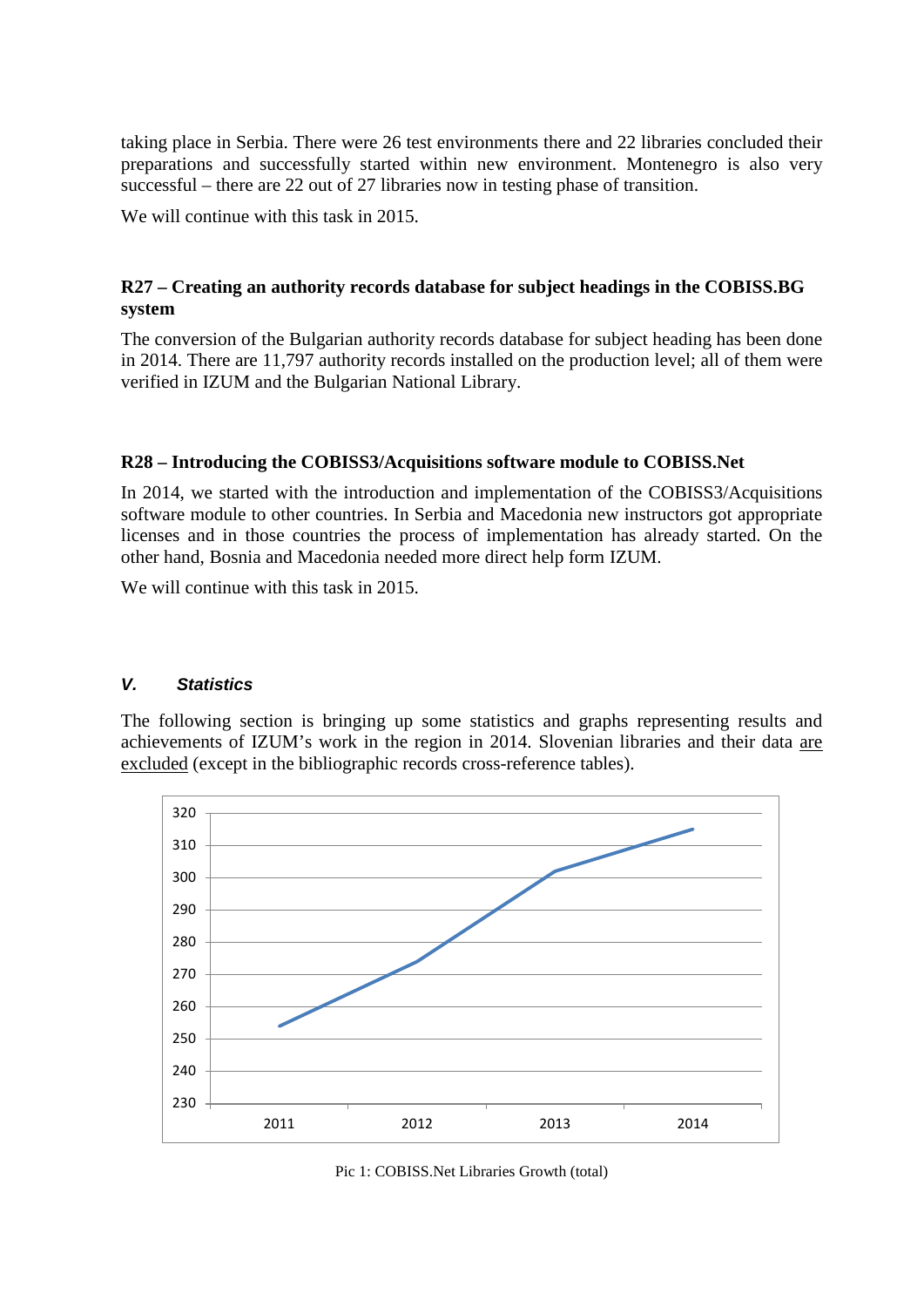taking place in Serbia. There were 26 test environments there and 22 libraries concluded their preparations and successfully started within new environment. Montenegro is also very successful – there are 22 out of 27 libraries now in testing phase of transition.

We will continue with this task in 2015.

### R27 – Creating an authority records database for subject headings in the COBISS.BG system

The conversion of the Bulgarian authority records database for subject heading has been done in 2014. There are 11,797 authority records installed on the production level; all of them were verified in IZUM and the Bulgarian National Library.

### R28 – Introducing the COBISS3/Acquisitions software module to COBISS.Net

In 2014, we started with the introduction and implementation of the COBISS3/Acquisitions software module to other countries. In Serbia and Macedonia new instructors got appropriate licenses and in those countries the process of implementation has already started. On the other hand, Bosnia and Macedonia needed more direct help form IZUM.

We will continue with this task in 2015.

## *V. Statistics*

The following section is bringing up some statistics and graphs representing results and achievements of IZUM's work in the region in 2014. Slovenian libraries and their data <u>are excluded</u> (except in the bibliographic records cross-reference tables).

Pic 1: COBISS.Net Libraries Growth (total)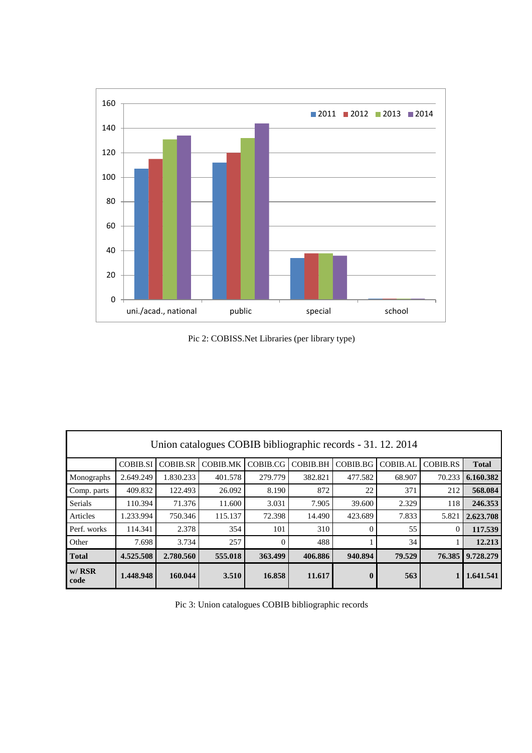Pic 2: COBISS.Net Libraries (per library type)

| Union catalogues COBIB bibliographic records - 31. 12. 2014 | | | | | | | | | |
|---|---|---|---|---|---|---|---|---|---|
| | COBIB.SI | COBIB.SR | COBIB.MK | COBIB.CG | COBIB.BH | COBIB.BG | COBIB.AL | COBIB.RS | **Total** |
| Monographs | 2.649.249 | 1.830.233 | 401.578 | 279.779 | 382.821 | 477.582 | 68.907 | 70.233 | **6.160.382** |
| Comp. parts | 409.832 | 122.493 | 26.092 | 8.190 | 872 | 22 | 371 | 212 | **568.084** |
| Serials | 110.394 | 71.376 | 11.600 | 3.031 | 7.905 | 39.600 | 2.329 | 118 | **246.353** |
| Articles | 1.233.994 | 750.346 | 115.137 | 72.398 | 14.490 | 423.689 | 7.833 | 5.821 | **2.623.708** |
| Perf. works | 114.341 | 2.378 | 354 | 101 | 310 | 0 | 55 | 0 | **117.539** |
| Other | 7.698 | 3.734 | 257 | 0 | 488 | 1 | 34 | 1 | **12.213** |
| **Total** | **4.525.508** | **2.780.560** | **555.018** | **363.499** | **406.886** | **940.894** | **79.529** | **76.385** | **9.728.279** |
| **w/ RSR code** | **1.448.948** | **160.044** | **3.510** | **16.858** | **11.617** | **0** | **563** | **1** | **1.641.541** |

Pic 3: Union catalogues COBIB bibliographic records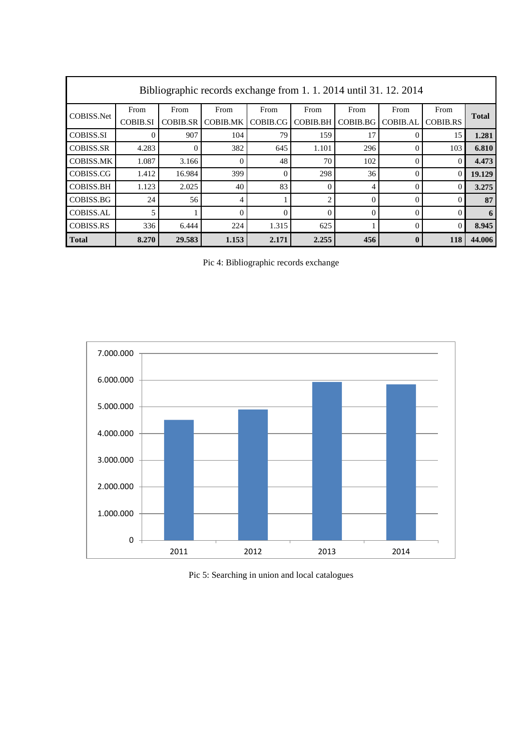| Bibliographic records exchange from 1. 1. 2014 until 31. 12. 2014 | | | | | | | | | |
|---|---|---|---|---|---|---|---|---|---|
| COBISS.Net | From COBIB.SI | From COBIB.SR | From COBIB.MK | From COBIB.CG | From COBIB.BH | From COBIB.BG | From COBIB.AL | From COBIB.RS | **Total** |
| COBISS.SI | 0 | 907 | 104 | 79 | 159 | 17 | 0 | 15 | **1.281** |
| COBISS.SR | 4.283 | 0 | 382 | 645 | 1.101 | 296 | 0 | 103 | **6.810** |
| COBISS.MK | 1.087 | 3.166 | 0 | 48 | 70 | 102 | 0 | 0 | **4.473** |
| COBISS.CG | 1.412 | 16.984 | 399 | 0 | 298 | 36 | 0 | 0 | **19.129** |
| COBISS.BH | 1.123 | 2.025 | 40 | 83 | 0 | 4 | 0 | 0 | **3.275** |
| COBISS.BG | 24 | 56 | 4 | 1 | 2 | 0 | 0 | 0 | **87** |
| COBISS.AL | 5 | 1 | 0 | 0 | 0 | 0 | 0 | 0 | **6** |
| COBISS.RS | 336 | 6.444 | 224 | 1.315 | 625 | 1 | 0 | 0 | **8.945** |
| **Total** | **8.270** | **29.583** | **1.153** | **2.171** | **2.255** | **456** | **0** | **118** | **44.006** |

Pic 4: Bibliographic records exchange

Pic 5: Searching in union and local catalogues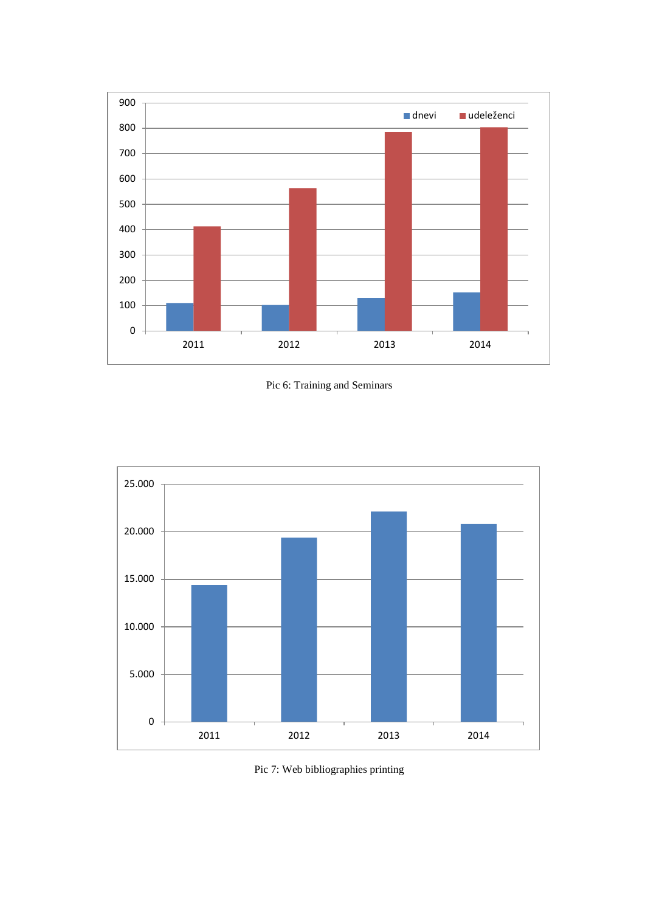Pic 6: Training and Seminars

Pic 7: Web bibliographies printing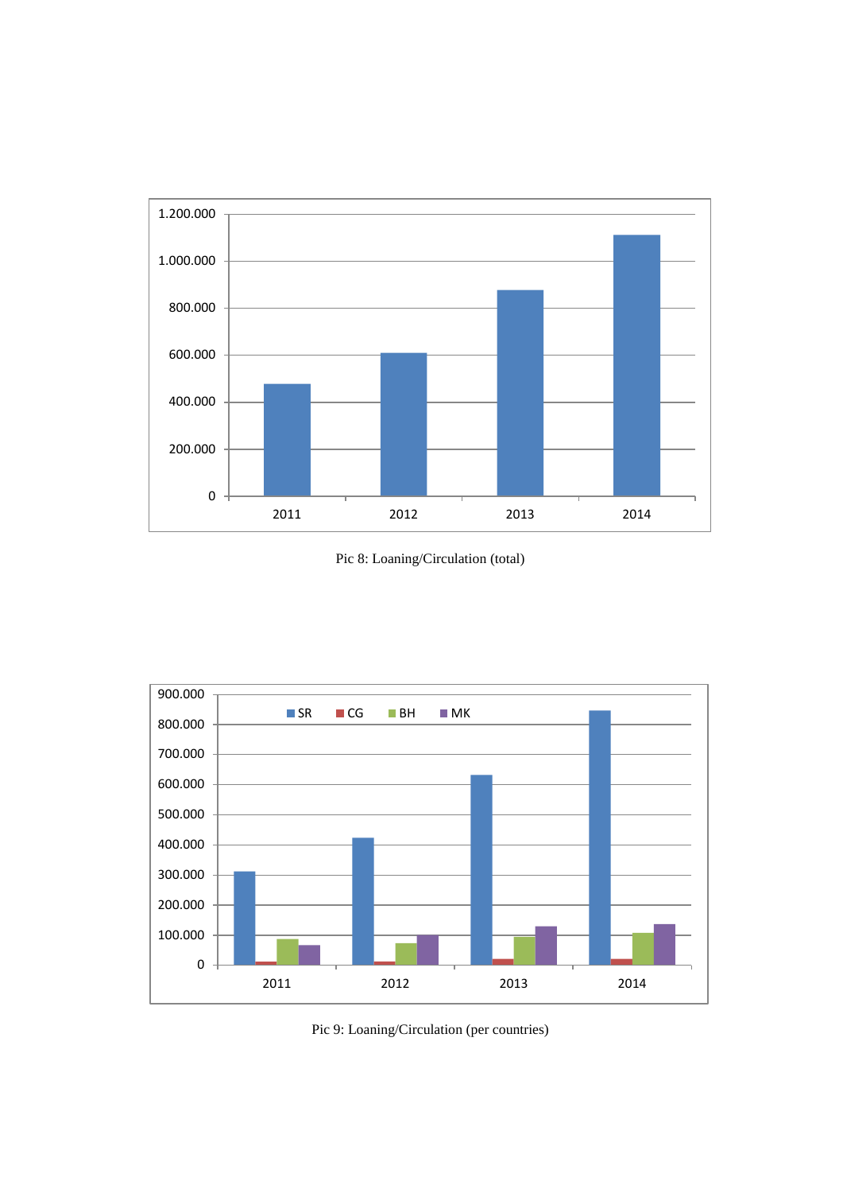Pic 8: Loaning/Circulation (total)

Pic 9: Loaning/Circulation (per countries)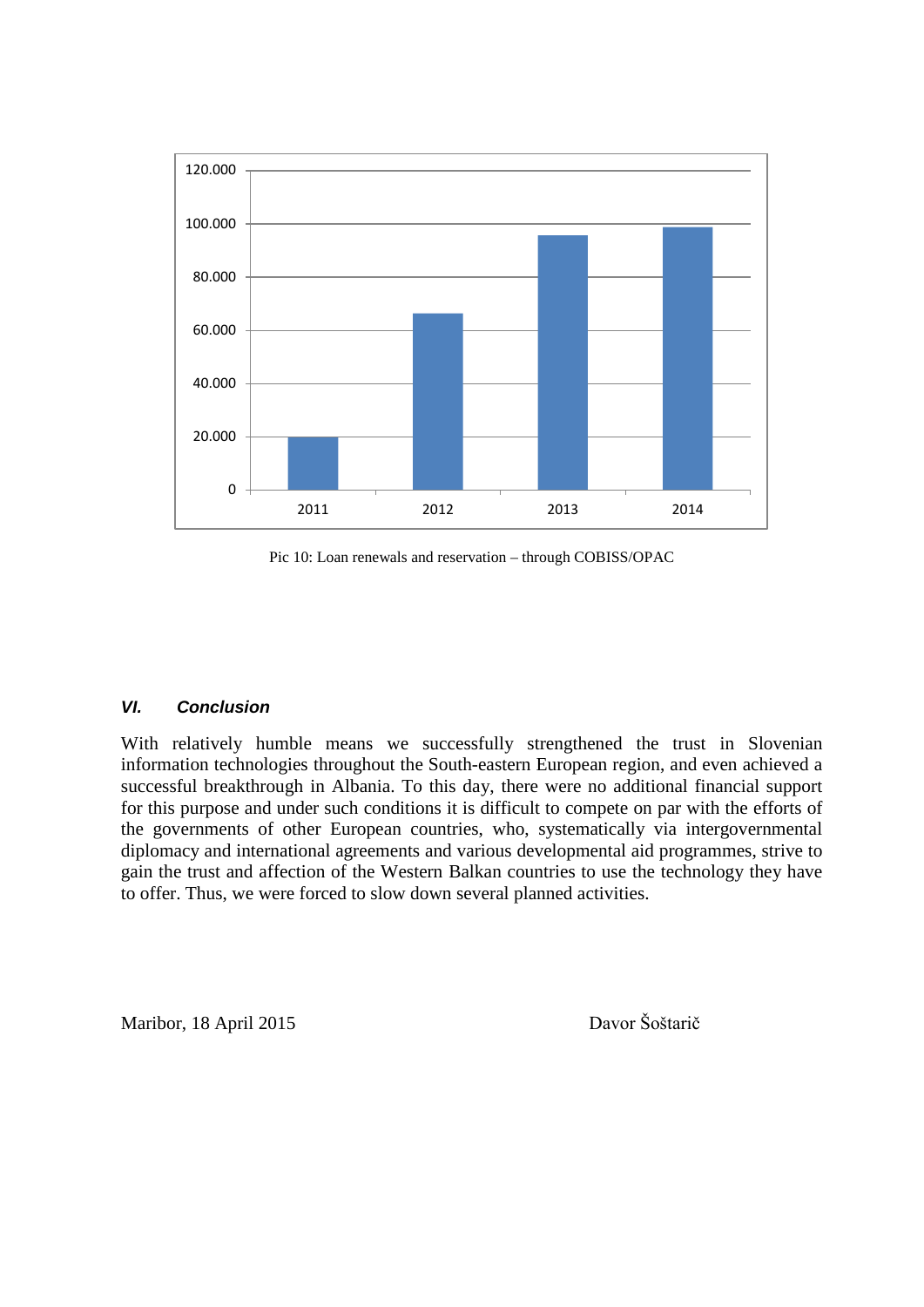120.000
100.000
80.000
60.000
40.000
20.000
0
2011
2012
2013
2014

Pic 10: Loan renewals and reservation – through COBISS/OPAC

### *VI. Conclusion*

With relatively humble means we successfully strengthened the trust in Slovenian information technologies throughout the South-eastern European region, and even achieved a successful breakthrough in Albania. To this day, there were no additional financial support for this purpose and under such conditions it is difficult to compete on par with the efforts of the governments of other European countries, who, systematically via intergovernmental diplomacy and international agreements and various developmental aid programmes, strive to gain the trust and affection of the Western Balkan countries to use the technology they have to offer. Thus, we were forced to slow down several planned activities.

Maribor, 18 April 2015

Davor Šoštarič